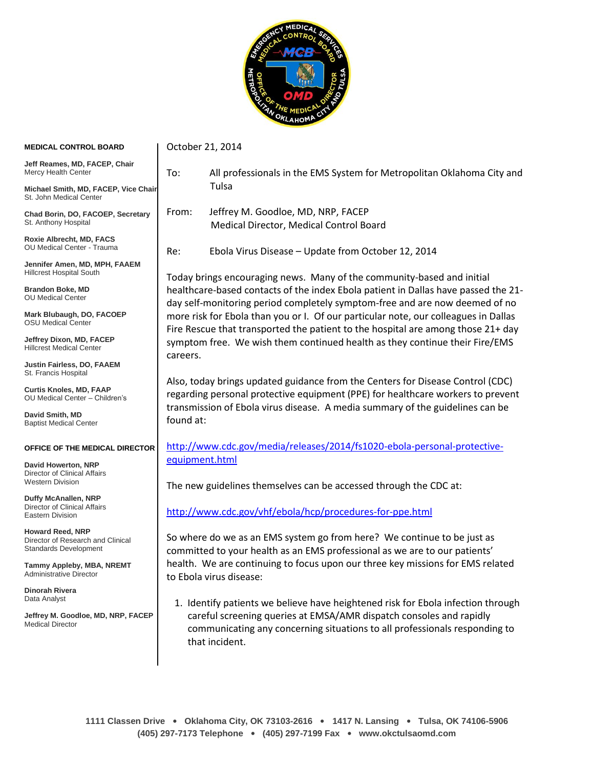**MEDICAL CONTROL BOARD**

**Jeff Reames, MD, FACEP, Chair**
Mercy Health Center

**Michael Smith, MD, FACEP, Vice Chair**
St. John Medical Center

**Chad Borin, DO, FACOEP, Secretary**
St. Anthony Hospital

**Roxie Albrecht, MD, FACS**
OU Medical Center - Trauma

**Jennifer Amen, MD, MPH, FAAEM**
Hillcrest Hospital South

**Brandon Boke, MD**
OU Medical Center

**Mark Blubaugh, DO, FACOEP**
OSU Medical Center

**Jeffrey Dixon, MD, FACEP**
Hillcrest Medical Center

**Justin Fairless, DO, FAAEM**
St. Francis Hospital

**Curtis Knoles, MD, FAAP**
OU Medical Center – Children's

**David Smith, MD**
Baptist Medical Center

**OFFICE OF THE MEDICAL DIRECTOR**

**David Howerton, NRP**
Director of Clinical Affairs
Western Division

**Duffy McAnallen, NRP**
Director of Clinical Affairs
Eastern Division

**Howard Reed, NRP**
Director of Research and Clinical Standards Development

**Tammy Appleby, MBA, NREMT**
Administrative Director

**Dinorah Rivera**
Data Analyst

**Jeffrey M. Goodloe, MD, NRP, FACEP**
Medical Director

October 21, 2014

To: All professionals in the EMS System for Metropolitan Oklahoma City and Tulsa

From: Jeffrey M. Goodloe, MD, NRP, FACEP
Medical Director, Medical Control Board

Re: Ebola Virus Disease – Update from October 12, 2014

Today brings encouraging news. Many of the community-based and initial healthcare-based contacts of the index Ebola patient in Dallas have passed the 21-day self-monitoring period completely symptom-free and are now deemed of no more risk for Ebola than you or I. Of our particular note, our colleagues in Dallas Fire Rescue that transported the patient to the hospital are among those 21+ day symptom free. We wish them continued health as they continue their Fire/EMS careers.

Also, today brings updated guidance from the Centers for Disease Control (CDC) regarding personal protective equipment (PPE) for healthcare workers to prevent transmission of Ebola virus disease. A media summary of the guidelines can be found at:

http://www.cdc.gov/media/releases/2014/fs1020-ebola-personal-protective-equipment.html

The new guidelines themselves can be accessed through the CDC at:

http://www.cdc.gov/vhf/ebola/hcp/procedures-for-ppe.html

So where do we as an EMS system go from here? We continue to be just as committed to your health as an EMS professional as we are to our patients' health. We are continuing to focus upon our three key missions for EMS related to Ebola virus disease:

1. Identify patients we believe have heightened risk for Ebola infection through careful screening queries at EMSA/AMR dispatch consoles and rapidly communicating any concerning situations to all professionals responding to that incident.

1111 Classen Drive • Oklahoma City, OK 73103-2616 • 1417 N. Lansing • Tulsa, OK 74106-5906
(405) 297-7173 Telephone • (405) 297-7199 Fax • www.okctulsaomd.com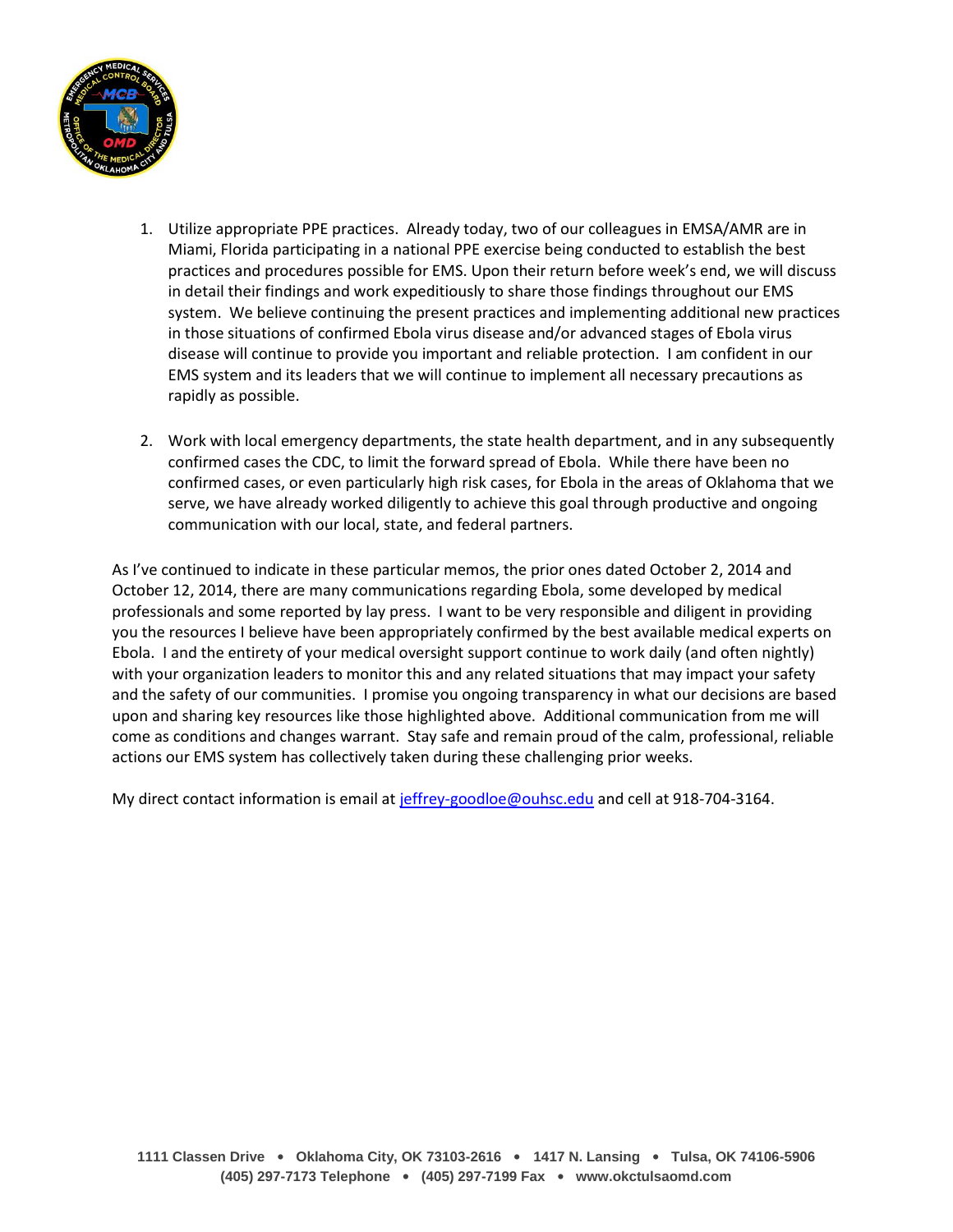1. Utilize appropriate PPE practices. Already today, two of our colleagues in EMSA/AMR are in Miami, Florida participating in a national PPE exercise being conducted to establish the best practices and procedures possible for EMS. Upon their return before week's end, we will discuss in detail their findings and work expeditiously to share those findings throughout our EMS system. We believe continuing the present practices and implementing additional new practices in those situations of confirmed Ebola virus disease and/or advanced stages of Ebola virus disease will continue to provide you important and reliable protection. I am confident in our EMS system and its leaders that we will continue to implement all necessary precautions as rapidly as possible.

2. Work with local emergency departments, the state health department, and in any subsequently confirmed cases the CDC, to limit the forward spread of Ebola. While there have been no confirmed cases, or even particularly high risk cases, for Ebola in the areas of Oklahoma that we serve, we have already worked diligently to achieve this goal through productive and ongoing communication with our local, state, and federal partners.

As I've continued to indicate in these particular memos, the prior ones dated October 2, 2014 and October 12, 2014, there are many communications regarding Ebola, some developed by medical professionals and some reported by lay press. I want to be very responsible and diligent in providing you the resources I believe have been appropriately confirmed by the best available medical experts on Ebola. I and the entirety of your medical oversight support continue to work daily (and often nightly) with your organization leaders to monitor this and any related situations that may impact your safety and the safety of our communities. I promise you ongoing transparency in what our decisions are based upon and sharing key resources like those highlighted above. Additional communication from me will come as conditions and changes warrant. Stay safe and remain proud of the calm, professional, reliable actions our EMS system has collectively taken during these challenging prior weeks.

My direct contact information is email at jeffrey-goodloe@ouhsc.edu and cell at 918-704-3164.